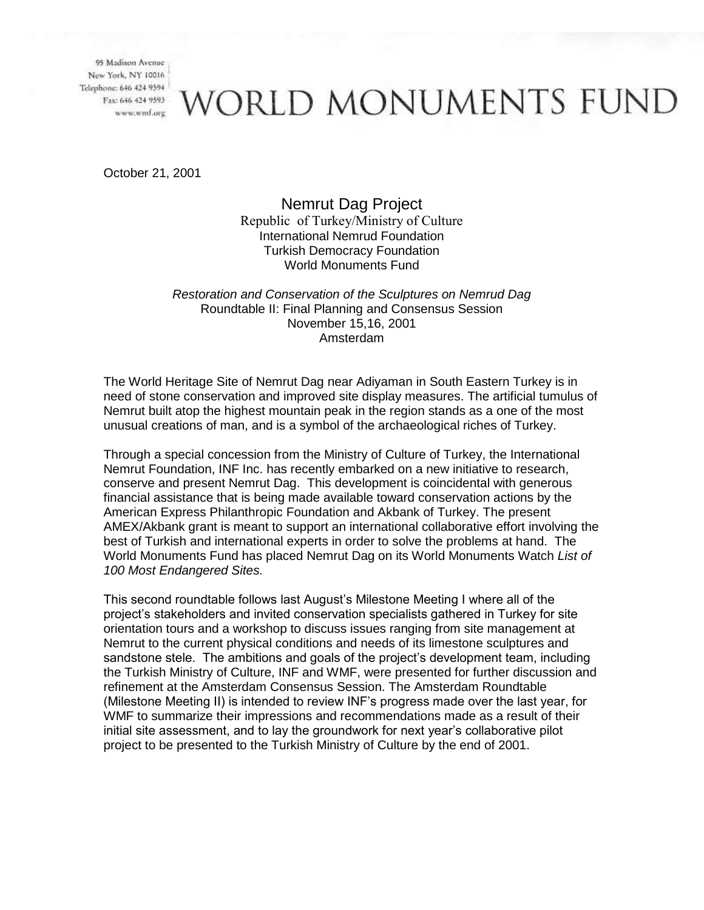95 Madison Avenue
New York, NY 10016
Telephone: 646 424 9594
Fax: 646 424 9593
www.wmf.org

# WORLD MONUMENTS FUND

October 21, 2001

## Nemrut Dag Project

Republic of Turkey/Ministry of Culture
International Nemrud Foundation
Turkish Democracy Foundation
World Monuments Fund

*Restoration and Conservation of the Sculptures on Nemrud Dag*
Roundtable II: Final Planning and Consensus Session
November 15,16, 2001
Amsterdam

The World Heritage Site of Nemrut Dag near Adiyaman in South Eastern Turkey is in need of stone conservation and improved site display measures. The artificial tumulus of Nemrut built atop the highest mountain peak in the region stands as a one of the most unusual creations of man, and is a symbol of the archaeological riches of Turkey.

Through a special concession from the Ministry of Culture of Turkey, the International Nemrut Foundation, INF Inc. has recently embarked on a new initiative to research, conserve and present Nemrut Dag. This development is coincidental with generous financial assistance that is being made available toward conservation actions by the American Express Philanthropic Foundation and Akbank of Turkey. The present AMEX/Akbank grant is meant to support an international collaborative effort involving the best of Turkish and international experts in order to solve the problems at hand. The World Monuments Fund has placed Nemrut Dag on its World Monuments Watch *List of 100 Most Endangered Sites.*

This second roundtable follows last August's Milestone Meeting I where all of the project's stakeholders and invited conservation specialists gathered in Turkey for site orientation tours and a workshop to discuss issues ranging from site management at Nemrut to the current physical conditions and needs of its limestone sculptures and sandstone stele. The ambitions and goals of the project's development team, including the Turkish Ministry of Culture, INF and WMF, were presented for further discussion and refinement at the Amsterdam Consensus Session. The Amsterdam Roundtable (Milestone Meeting II) is intended to review INF's progress made over the last year, for WMF to summarize their impressions and recommendations made as a result of their initial site assessment, and to lay the groundwork for next year's collaborative pilot project to be presented to the Turkish Ministry of Culture by the end of 2001.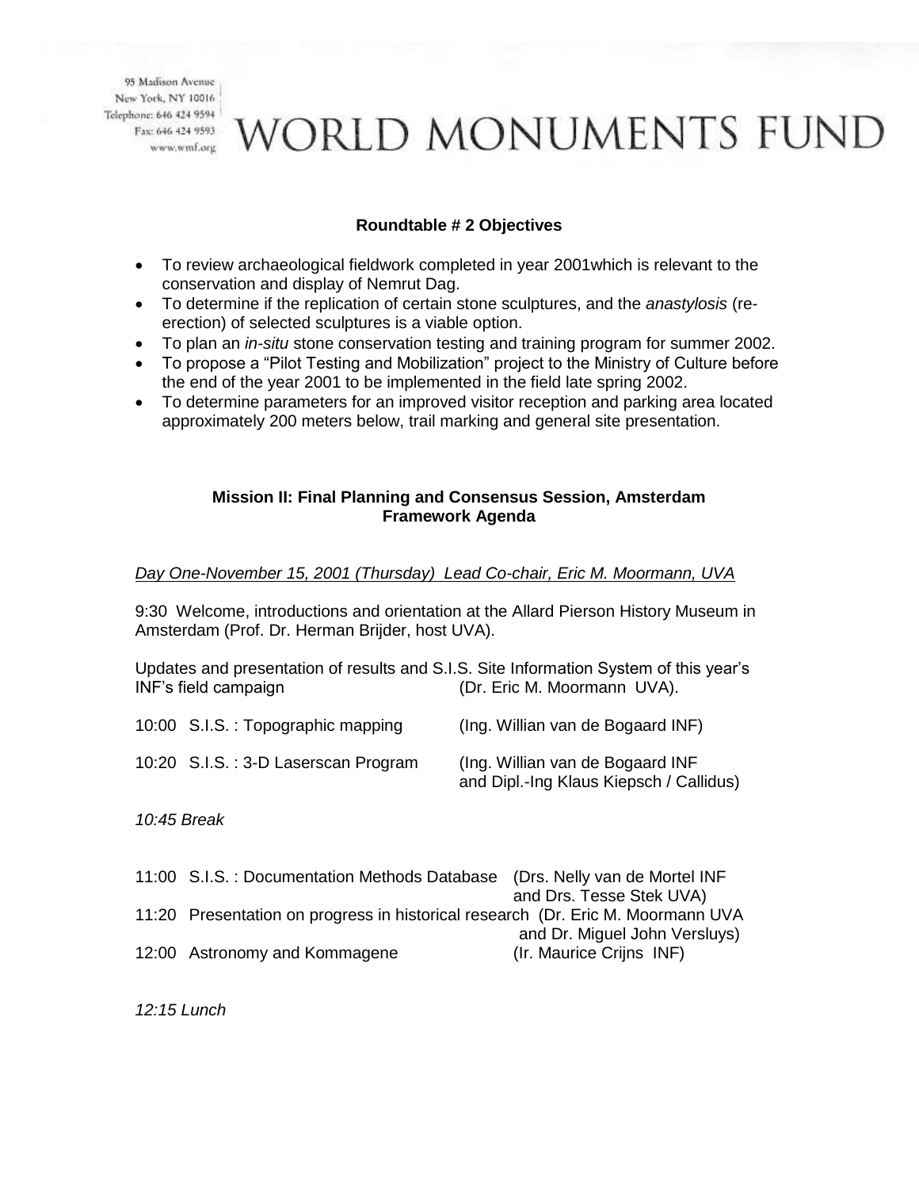95 Madison Avenue
New York, NY 10016
Telephone: 646 424 9594
Fax: 646 424 9593
www.wmf.org

# WORLD MONUMENTS FUND

**Roundtable # 2 Objectives**

- To review archaeological fieldwork completed in year 2001which is relevant to the conservation and display of Nemrut Dag.
- To determine if the replication of certain stone sculptures, and the *anastylosis* (re-erection) of selected sculptures is a viable option.
- To plan an *in-situ* stone conservation testing and training program for summer 2002.
- To propose a "Pilot Testing and Mobilization" project to the Ministry of Culture before the end of the year 2001 to be implemented in the field late spring 2002.
- To determine parameters for an improved visitor reception and parking area located approximately 200 meters below, trail marking and general site presentation.

**Mission II: Final Planning and Consensus Session, Amsterdam**
**Framework Agenda**

*Day One-November 15, 2001 (Thursday) Lead Co-chair, Eric M. Moormann, UVA*

9:30 Welcome, introductions and orientation at the Allard Pierson History Museum in Amsterdam (Prof. Dr. Herman Brijder, host UVA).

Updates and presentation of results and S.I.S. Site Information System of this year's INF's field campaign (Dr. Eric M. Moormann UVA).

10:00 S.I.S. : Topographic mapping (Ing. Willian van de Bogaard INF)

10:20 S.I.S. : 3-D Laserscan Program (Ing. Willian van de Bogaard INF and Dipl.-Ing Klaus Kiepsch / Callidus)

*10:45 Break*

11:00 S.I.S. : Documentation Methods Database (Drs. Nelly van de Mortel INF and Drs. Tesse Stek UVA)

11:20 Presentation on progress in historical research (Dr. Eric M. Moormann UVA and Dr. Miguel John Versluys)

12:00 Astronomy and Kommagene (Ir. Maurice Crijns INF)

*12:15 Lunch*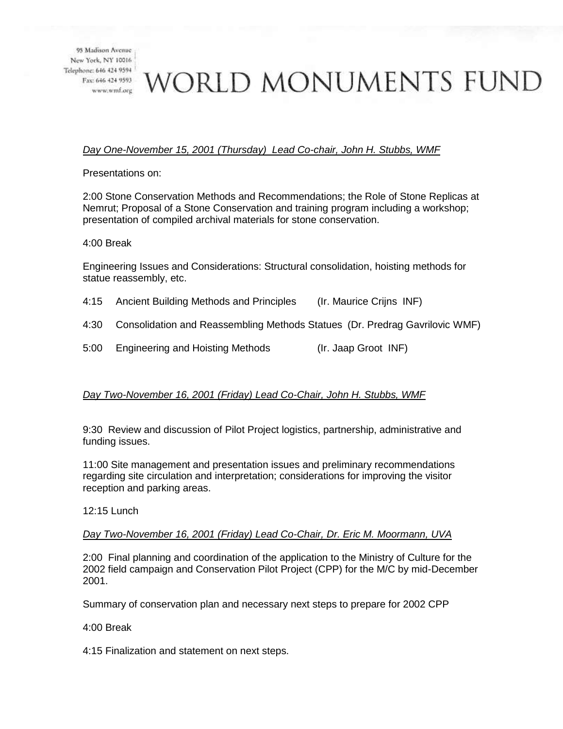95 Madison Avenue
New York, NY 10016
Telephone: 646 424 9594
Fax: 646 424 9593
www.wmf.org

# WORLD MONUMENTS FUND

*Day One-November 15, 2001 (Thursday) Lead Co-chair, John H. Stubbs, WMF*

Presentations on:

2:00 Stone Conservation Methods and Recommendations; the Role of Stone Replicas at Nemrut; Proposal of a Stone Conservation and training program including a workshop; presentation of compiled archival materials for stone conservation.

4:00 Break

Engineering Issues and Considerations: Structural consolidation, hoisting methods for statue reassembly, etc.

4:15 Ancient Building Methods and Principles (Ir. Maurice Crijns INF)

4:30 Consolidation and Reassembling Methods Statues (Dr. Predrag Gavrilovic WMF)

5:00 Engineering and Hoisting Methods (Ir. Jaap Groot INF)

*Day Two-November 16, 2001 (Friday) Lead Co-Chair, John H. Stubbs, WMF*

9:30 Review and discussion of Pilot Project logistics, partnership, administrative and funding issues.

11:00 Site management and presentation issues and preliminary recommendations regarding site circulation and interpretation; considerations for improving the visitor reception and parking areas.

12:15 Lunch

*Day Two-November 16, 2001 (Friday) Lead Co-Chair, Dr. Eric M. Moormann, UVA*

2:00 Final planning and coordination of the application to the Ministry of Culture for the 2002 field campaign and Conservation Pilot Project (CPP) for the M/C by mid-December 2001.

Summary of conservation plan and necessary next steps to prepare for 2002 CPP

4:00 Break

4:15 Finalization and statement on next steps.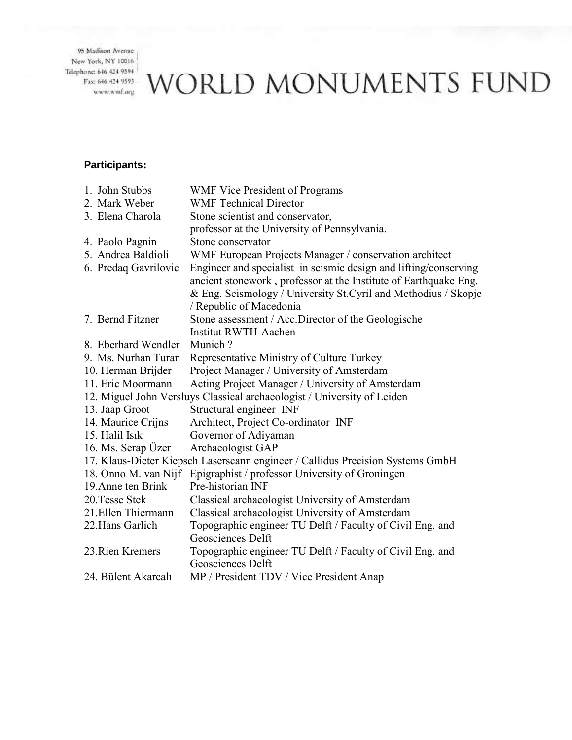95 Madison Avenue
New York, NY 10016
Telephone: 646 424 9594
Fax: 646 424 9593
www.wmf.org

# WORLD MONUMENTS FUND

**Participants:**

| | | |
|---|---|---|
| 1. | John Stubbs | WMF Vice President of Programs |
| 2. | Mark Weber | WMF Technical Director |
| 3. | Elena Charola | Stone scientist and conservator, professor at the University of Pennsylvania. |
| 4. | Paolo Pagnin | Stone conservator |
| 5. | Andrea Baldioli | WMF European Projects Manager / conservation architect |
| 6. | Predaq Gavrilovic | Engineer and specialist in seismic design and lifting/conserving ancient stonework , professor at the Institute of Earthquake Eng. & Eng. Seismology / University St.Cyril and Methodius / Skopje / Republic of Macedonia |
| 7. | Bernd Fitzner | Stone assessment / Acc.Director of the Geologische Institut RWTH-Aachen |
| 8. | Eberhard Wendler | Munich ? |
| 9. | Ms. Nurhan Turan | Representative Ministry of Culture Turkey |
| 10. | Herman Brijder | Project Manager / University of Amsterdam |
| 11. | Eric Moormann | Acting Project Manager / University of Amsterdam |
| 12. | Miguel John Versluys | Classical archaeologist / University of Leiden |
| 13. | Jaap Groot | Structural engineer INF |
| 14. | Maurice Crijns | Architect, Project Co-ordinator INF |
| 15. | Halil Isık | Governor of Adiyaman |
| 16. | Ms. Serap Üzer | Archaeologist GAP |
| 17. | Klaus-Dieter Kiepsch | Laserscann engineer / Callidus Precision Systems GmbH |
| 18. | Onno M. van Nijf | Epigraphist / professor University of Groningen |
| 19. | Anne ten Brink | Pre-historian INF |
| 20. | Tesse Stek | Classical archaeologist University of Amsterdam |
| 21. | Ellen Thiermann | Classical archaeologist University of Amsterdam |
| 22. | Hans Garlich | Topographic engineer TU Delft / Faculty of Civil Eng. and Geosciences Delft |
| 23. | Rien Kremers | Topographic engineer TU Delft / Faculty of Civil Eng. and Geosciences Delft |
| 24. | Bülent Akarcalı | MP / President TDV / Vice President Anap |